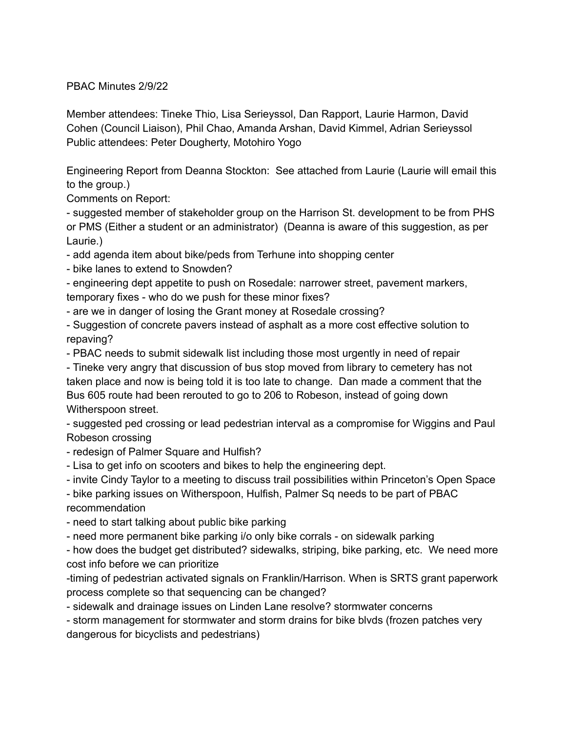PBAC Minutes 2/9/22

Member attendees: Tineke Thio, Lisa Serieyssol, Dan Rapport, Laurie Harmon, David Cohen (Council Liaison), Phil Chao, Amanda Arshan, David Kimmel, Adrian Serieyssol
Public attendees: Peter Dougherty, Motohiro Yogo

Engineering Report from Deanna Stockton: See attached from Laurie (Laurie will email this to the group.)

Comments on Report:

- suggested member of stakeholder group on the Harrison St. development to be from PHS or PMS (Either a student or an administrator) (Deanna is aware of this suggestion, as per Laurie.)
- add agenda item about bike/peds from Terhune into shopping center
- bike lanes to extend to Snowden?
- engineering dept appetite to push on Rosedale: narrower street, pavement markers, temporary fixes - who do we push for these minor fixes?
- are we in danger of losing the Grant money at Rosedale crossing?
- Suggestion of concrete pavers instead of asphalt as a more cost effective solution to repaving?
- PBAC needs to submit sidewalk list including those most urgently in need of repair
- Tineke very angry that discussion of bus stop moved from library to cemetery has not taken place and now is being told it is too late to change. Dan made a comment that the Bus 605 route had been rerouted to go to 206 to Robeson, instead of going down Witherspoon street.
- suggested ped crossing or lead pedestrian interval as a compromise for Wiggins and Paul Robeson crossing
- redesign of Palmer Square and Hulfish?
- Lisa to get info on scooters and bikes to help the engineering dept.
- invite Cindy Taylor to a meeting to discuss trail possibilities within Princeton's Open Space
- bike parking issues on Witherspoon, Hulfish, Palmer Sq needs to be part of PBAC recommendation
- need to start talking about public bike parking
- need more permanent bike parking i/o only bike corrals - on sidewalk parking
- how does the budget get distributed? sidewalks, striping, bike parking, etc. We need more cost info before we can prioritize
- timing of pedestrian activated signals on Franklin/Harrison. When is SRTS grant paperwork process complete so that sequencing can be changed?
- sidewalk and drainage issues on Linden Lane resolve? stormwater concerns
- storm management for stormwater and storm drains for bike blvds (frozen patches very dangerous for bicyclists and pedestrians)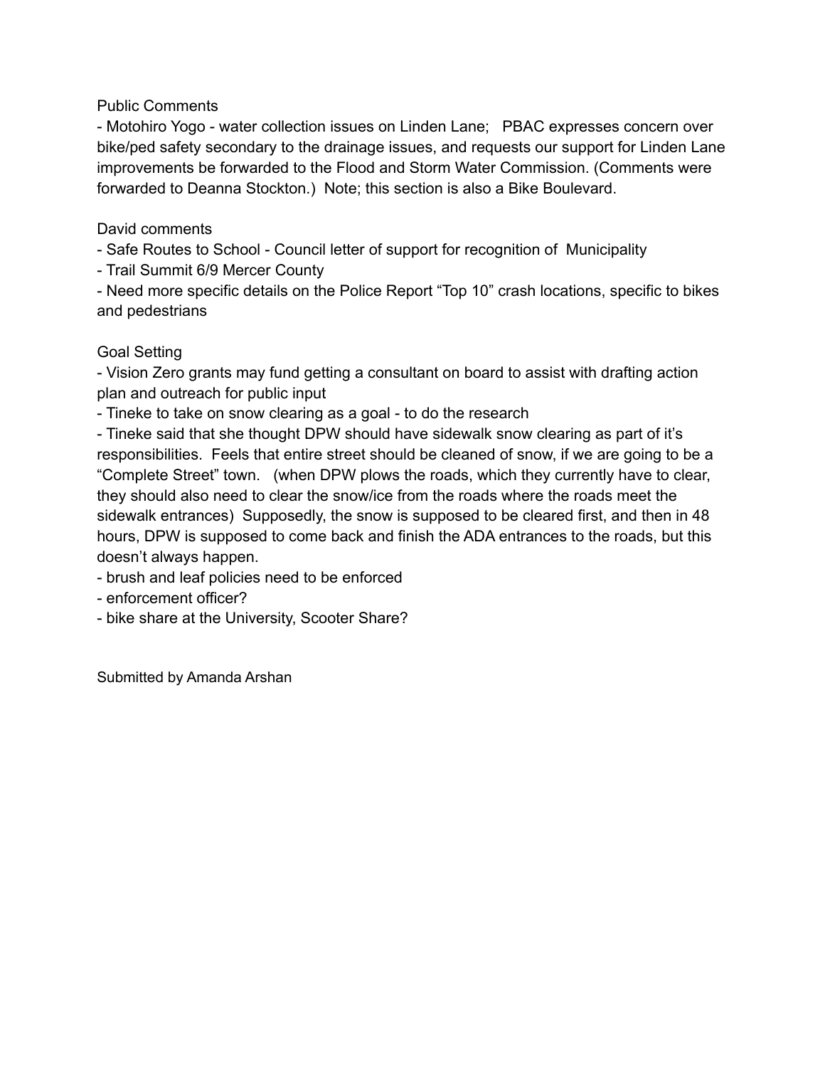Public Comments

- Motohiro Yogo - water collection issues on Linden Lane; PBAC expresses concern over bike/ped safety secondary to the drainage issues, and requests our support for Linden Lane improvements be forwarded to the Flood and Storm Water Commission. (Comments were forwarded to Deanna Stockton.) Note; this section is also a Bike Boulevard.

David comments

- Safe Routes to School - Council letter of support for recognition of Municipality
- Trail Summit 6/9 Mercer County
- Need more specific details on the Police Report "Top 10" crash locations, specific to bikes and pedestrians

Goal Setting

- Vision Zero grants may fund getting a consultant on board to assist with drafting action plan and outreach for public input
- Tineke to take on snow clearing as a goal - to do the research
- Tineke said that she thought DPW should have sidewalk snow clearing as part of it's responsibilities. Feels that entire street should be cleaned of snow, if we are going to be a "Complete Street" town. (when DPW plows the roads, which they currently have to clear, they should also need to clear the snow/ice from the roads where the roads meet the sidewalk entrances) Supposedly, the snow is supposed to be cleared first, and then in 48 hours, DPW is supposed to come back and finish the ADA entrances to the roads, but this doesn't always happen.
- brush and leaf policies need to be enforced
- enforcement officer?
- bike share at the University, Scooter Share?

Submitted by Amanda Arshan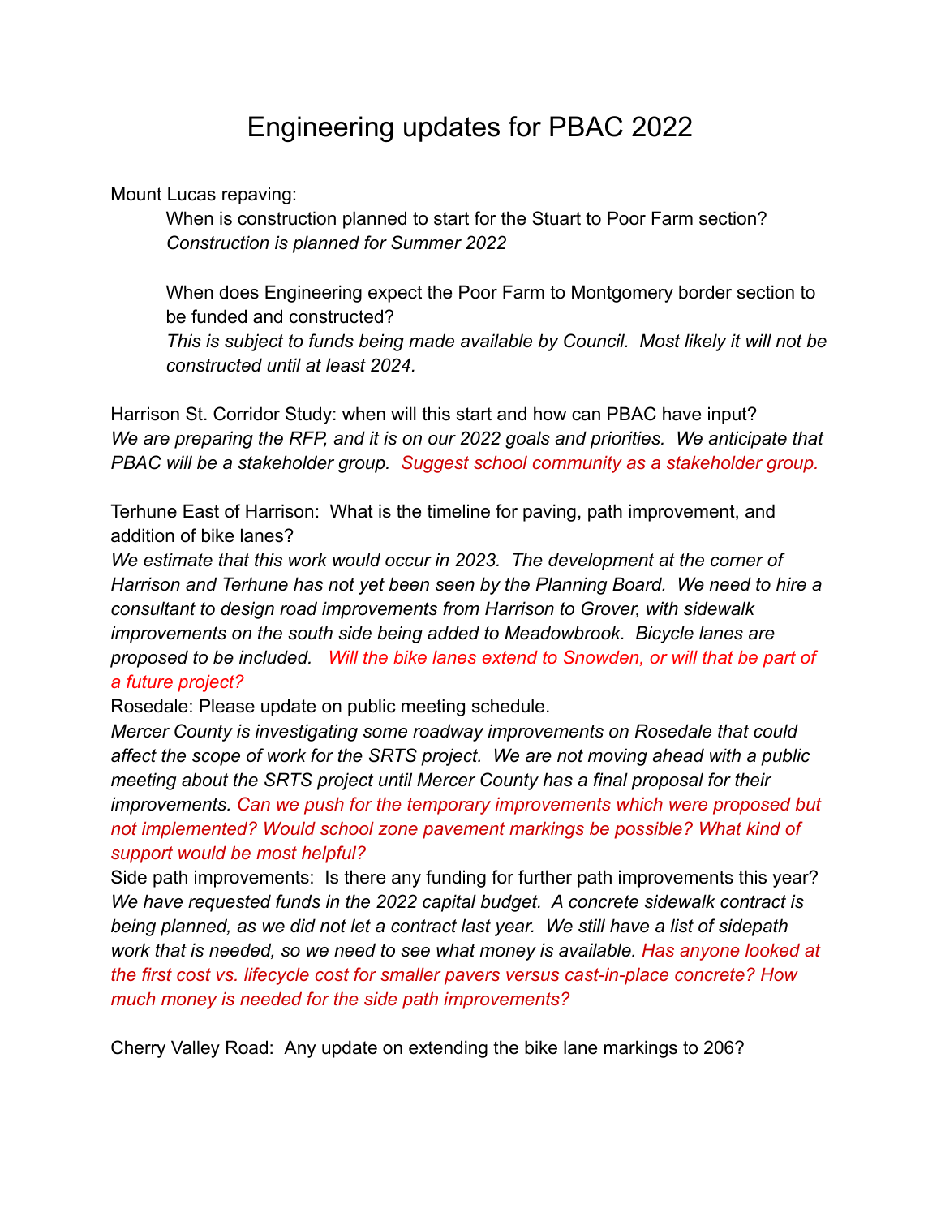# Engineering updates for PBAC 2022

Mount Lucas repaving:

> When is construction planned to start for the Stuart to Poor Farm section?
> *Construction is planned for Summer 2022*
>
> When does Engineering expect the Poor Farm to Montgomery border section to be funded and constructed?
> *This is subject to funds being made available by Council. Most likely it will not be constructed until at least 2024.*

Harrison St. Corridor Study: when will this start and how can PBAC have input?
*We are preparing the RFP, and it is on our 2022 goals and priorities. We anticipate that PBAC will be a stakeholder group. Suggest school community as a stakeholder group.*

Terhune East of Harrison: What is the timeline for paving, path improvement, and addition of bike lanes?
*We estimate that this work would occur in 2023. The development at the corner of Harrison and Terhune has not yet been seen by the Planning Board. We need to hire a consultant to design road improvements from Harrison to Grover, with sidewalk improvements on the south side being added to Meadowbrook. Bicycle lanes are proposed to be included. Will the bike lanes extend to Snowden, or will that be part of a future project?*

Rosedale: Please update on public meeting schedule.
*Mercer County is investigating some roadway improvements on Rosedale that could affect the scope of work for the SRTS project. We are not moving ahead with a public meeting about the SRTS project until Mercer County has a final proposal for their improvements. Can we push for the temporary improvements which were proposed but not implemented? Would school zone pavement markings be possible? What kind of support would be most helpful?*

Side path improvements: Is there any funding for further path improvements this year?
*We have requested funds in the 2022 capital budget. A concrete sidewalk contract is being planned, as we did not let a contract last year. We still have a list of sidepath work that is needed, so we need to see what money is available. Has anyone looked at the first cost vs. lifecycle cost for smaller pavers versus cast-in-place concrete? How much money is needed for the side path improvements?*

Cherry Valley Road: Any update on extending the bike lane markings to 206?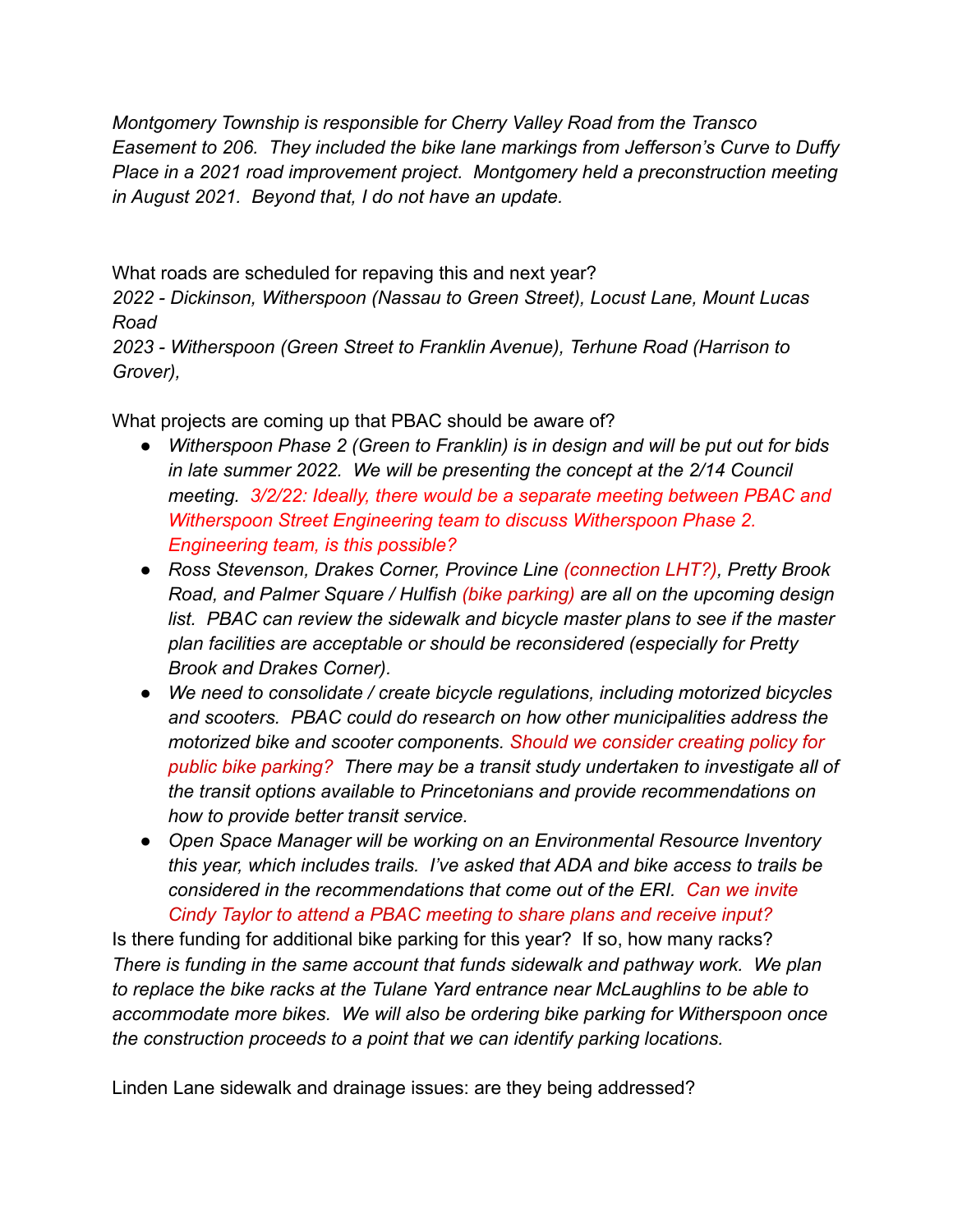*Montgomery Township is responsible for Cherry Valley Road from the Transco Easement to 206. They included the bike lane markings from Jefferson's Curve to Duffy Place in a 2021 road improvement project. Montgomery held a preconstruction meeting in August 2021. Beyond that, I do not have an update.*

What roads are scheduled for repaving this and next year?
*2022 - Dickinson, Witherspoon (Nassau to Green Street), Locust Lane, Mount Lucas Road*
*2023 - Witherspoon (Green Street to Franklin Avenue), Terhune Road (Harrison to Grover),*

What projects are coming up that PBAC should be aware of?

- *Witherspoon Phase 2 (Green to Franklin) is in design and will be put out for bids in late summer 2022. We will be presenting the concept at the 2/14 Council meeting. 3/2/22: Ideally, there would be a separate meeting between PBAC and Witherspoon Street Engineering team to discuss Witherspoon Phase 2. Engineering team, is this possible?*
- *Ross Stevenson, Drakes Corner, Province Line (connection LHT?), Pretty Brook Road, and Palmer Square / Hulfish (bike parking) are all on the upcoming design list. PBAC can review the sidewalk and bicycle master plans to see if the master plan facilities are acceptable or should be reconsidered (especially for Pretty Brook and Drakes Corner).*
- *We need to consolidate / create bicycle regulations, including motorized bicycles and scooters. PBAC could do research on how other municipalities address the motorized bike and scooter components. Should we consider creating policy for public bike parking? There may be a transit study undertaken to investigate all of the transit options available to Princetonians and provide recommendations on how to provide better transit service.*
- *Open Space Manager will be working on an Environmental Resource Inventory this year, which includes trails. I've asked that ADA and bike access to trails be considered in the recommendations that come out of the ERI. Can we invite Cindy Taylor to attend a PBAC meeting to share plans and receive input?*

Is there funding for additional bike parking for this year? If so, how many racks?
*There is funding in the same account that funds sidewalk and pathway work. We plan to replace the bike racks at the Tulane Yard entrance near McLaughlins to be able to accommodate more bikes. We will also be ordering bike parking for Witherspoon once the construction proceeds to a point that we can identify parking locations.*

Linden Lane sidewalk and drainage issues: are they being addressed?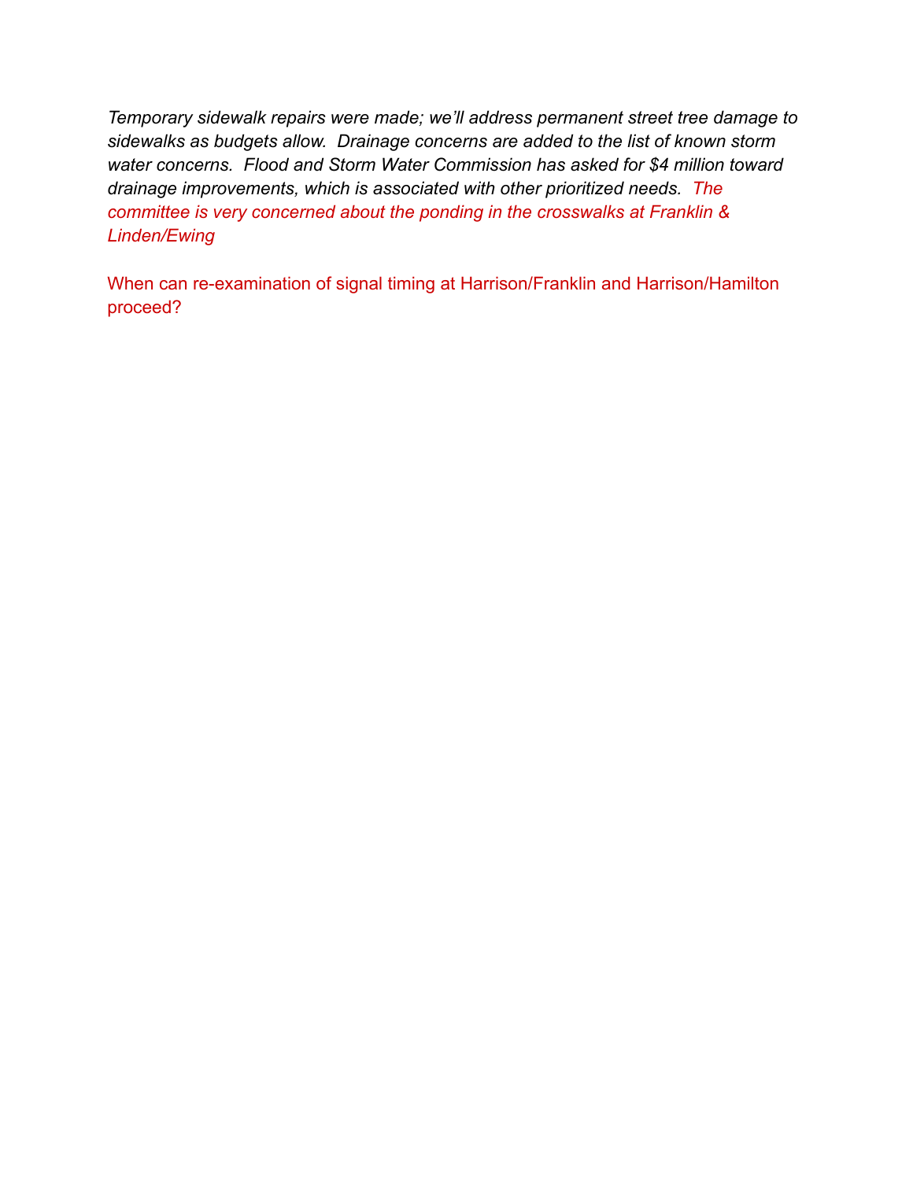*Temporary sidewalk repairs were made; we'll address permanent street tree damage to sidewalks as budgets allow. Drainage concerns are added to the list of known storm water concerns. Flood and Storm Water Commission has asked for $4 million toward drainage improvements, which is associated with other prioritized needs. The committee is very concerned about the ponding in the crosswalks at Franklin & Linden/Ewing*

When can re-examination of signal timing at Harrison/Franklin and Harrison/Hamilton proceed?